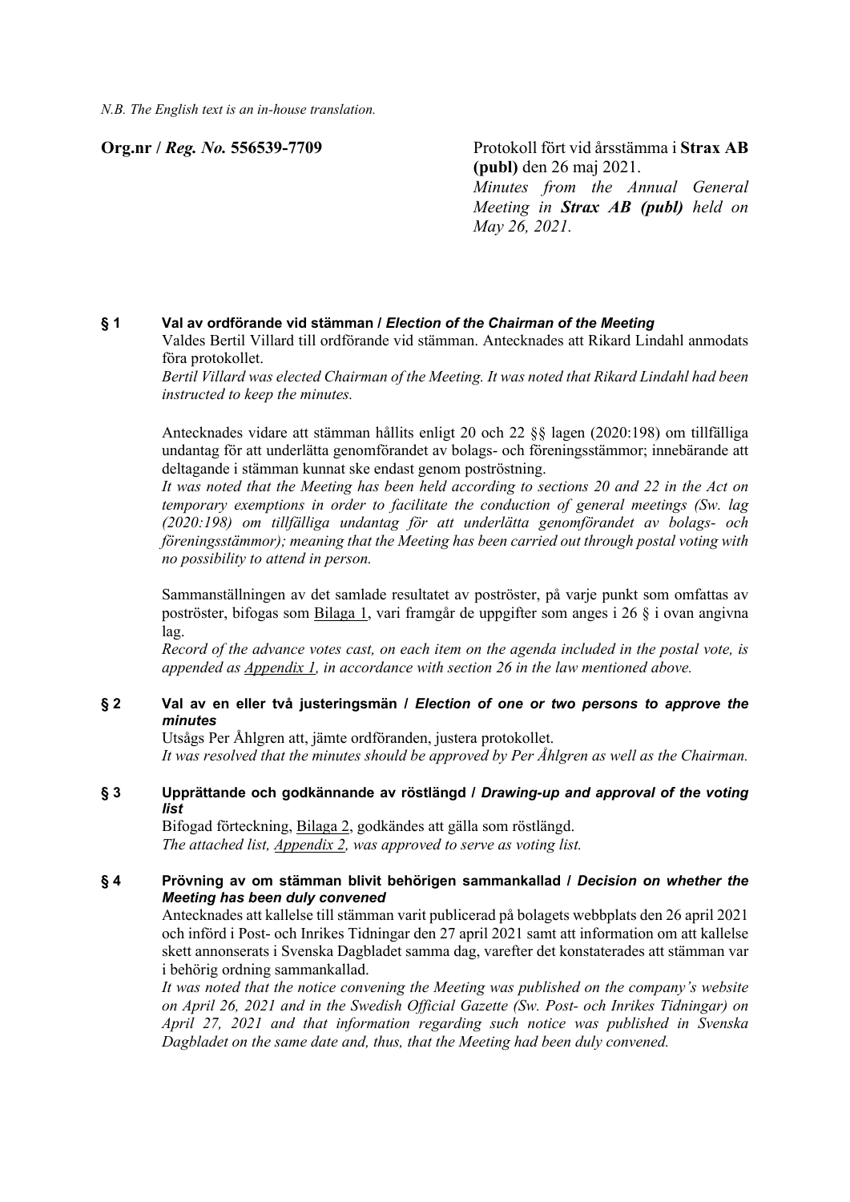*N.B. The English text is an in-house translation.*

**Org.nr / *Reg. No.* 556539-7709**

Protokoll fört vid årsstämma i **Strax AB (publ)** den 26 maj 2021.
*Minutes from the Annual General Meeting in **Strax AB (publ)** held on May 26, 2021.*

### § 1 Val av ordförande vid stämman / *Election of the Chairman of the Meeting*

Valdes Bertil Villard till ordförande vid stämman. Antecknades att Rikard Lindahl anmodats föra protokollet.
*Bertil Villard was elected Chairman of the Meeting. It was noted that Rikard Lindahl had been instructed to keep the minutes.*

Antecknades vidare att stämman hållits enligt 20 och 22 §§ lagen (2020:198) om tillfälliga undantag för att underlätta genomförandet av bolags- och föreningsstämmor; innebärande att deltagande i stämman kunnat ske endast genom poströstning.
*It was noted that the Meeting has been held according to sections 20 and 22 in the Act on temporary exemptions in order to facilitate the conduction of general meetings (Sw. lag (2020:198) om tillfälliga undantag för att underlätta genomförandet av bolags- och föreningsstämmor); meaning that the Meeting has been carried out through postal voting with no possibility to attend in person.*

Sammanställningen av det samlade resultatet av poströster, på varje punkt som omfattas av poströster, bifogas som Bilaga 1, vari framgår de uppgifter som anges i 26 § i ovan angivna lag.
*Record of the advance votes cast, on each item on the agenda included in the postal vote, is appended as Appendix 1, in accordance with section 26 in the law mentioned above.*

### § 2 Val av en eller två justeringsmän / *Election of one or two persons to approve the minutes*

Utsågs Per Åhlgren att, jämte ordföranden, justera protokollet.
*It was resolved that the minutes should be approved by Per Åhlgren as well as the Chairman.*

### § 3 Upprättande och godkännande av röstlängd / *Drawing-up and approval of the voting list*

Bifogad förteckning, Bilaga 2, godkändes att gälla som röstlängd.
*The attached list, Appendix 2, was approved to serve as voting list.*

### § 4 Prövning av om stämman blivit behörigen sammankallad / *Decision on whether the Meeting has been duly convened*

Antecknades att kallelse till stämman varit publicerad på bolagets webbplats den 26 april 2021 och införd i Post- och Inrikes Tidningar den 27 april 2021 samt att information om att kallelse skett annonserats i Svenska Dagbladet samma dag, varefter det konstaterades att stämman var i behörig ordning sammankallad.
*It was noted that the notice convening the Meeting was published on the company's website on April 26, 2021 and in the Swedish Official Gazette (Sw. Post- och Inrikes Tidningar) on April 27, 2021 and that information regarding such notice was published in Svenska Dagbladet on the same date and, thus, that the Meeting had been duly convened.*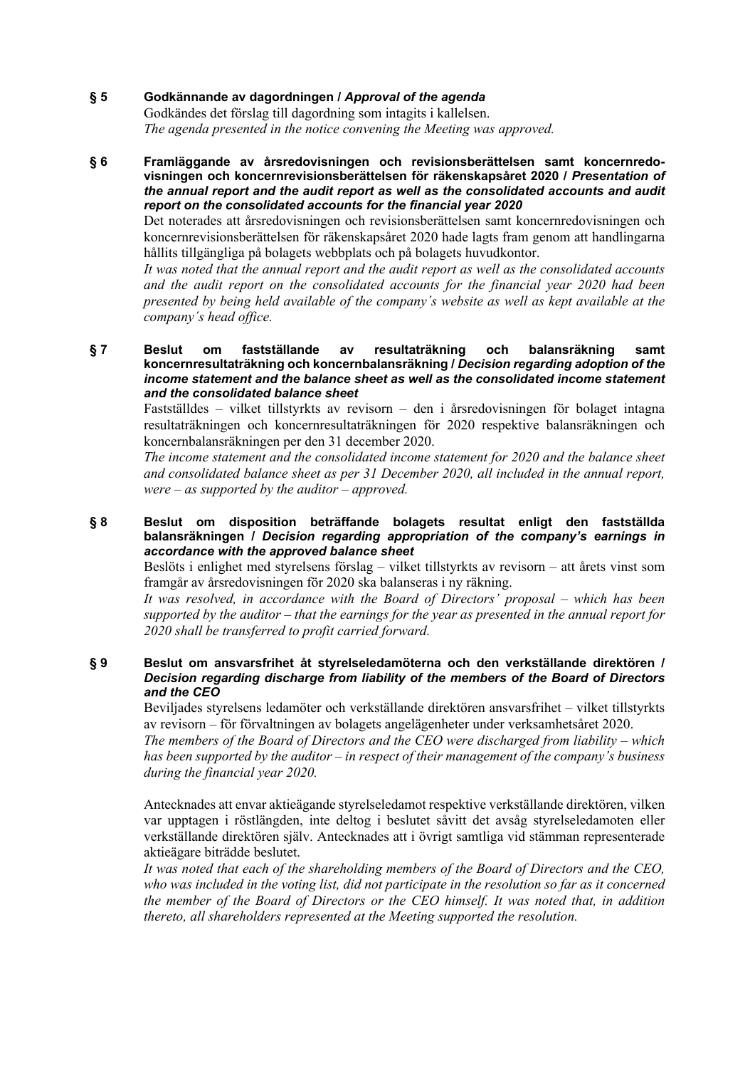**§ 5 Godkännande av dagordningen /** ***Approval of the agenda***

Godkändes det förslag till dagordning som intagits i kallelsen.

*The agenda presented in the notice convening the Meeting was approved.*

**§ 6 Framläggande av årsredovisningen och revisionsberättelsen samt koncernredovisningen och koncernrevisionsberättelsen för räkenskapsåret 2020 /** ***Presentation of the annual report and the audit report as well as the consolidated accounts and audit report on the consolidated accounts for the financial year 2020***

Det noterades att årsredovisningen och revisionsberättelsen samt koncernredovisningen och koncernrevisionsberättelsen för räkenskapsåret 2020 hade lagts fram genom att handlingarna hållits tillgängliga på bolagets webbplats och på bolagets huvudkontor.

*It was noted that the annual report and the audit report as well as the consolidated accounts and the audit report on the consolidated accounts for the financial year 2020 had been presented by being held available of the company´s website as well as kept available at the company´s head office.*

**§ 7 Beslut om fastställande av resultaträkning och balansräkning samt koncernresultaträkning och koncernbalansräkning /** ***Decision regarding adoption of the income statement and the balance sheet as well as the consolidated income statement and the consolidated balance sheet***

Fastställdes – vilket tillstyrkts av revisorn – den i årsredovisningen för bolaget intagna resultaträkningen och koncernresultaträkningen för 2020 respektive balansräkningen och koncernbalansräkningen per den 31 december 2020.

*The income statement and the consolidated income statement for 2020 and the balance sheet and consolidated balance sheet as per 31 December 2020, all included in the annual report, were – as supported by the auditor – approved.*

**§ 8 Beslut om disposition beträffande bolagets resultat enligt den fastställda balansräkningen /** ***Decision regarding appropriation of the company's earnings in accordance with the approved balance sheet***

Beslöts i enlighet med styrelsens förslag – vilket tillstyrkts av revisorn – att årets vinst som framgår av årsredovisningen för 2020 ska balanseras i ny räkning.

*It was resolved, in accordance with the Board of Directors' proposal – which has been supported by the auditor – that the earnings for the year as presented in the annual report for 2020 shall be transferred to profit carried forward.*

**§ 9 Beslut om ansvarsfrihet åt styrelseledamöterna och den verkställande direktören /** ***Decision regarding discharge from liability of the members of the Board of Directors and the CEO***

Beviljades styrelsens ledamöter och verkställande direktören ansvarsfrihet – vilket tillstyrkts av revisorn – för förvaltningen av bolagets angelägenheter under verksamhetsåret 2020.

*The members of the Board of Directors and the CEO were discharged from liability – which has been supported by the auditor – in respect of their management of the company's business during the financial year 2020.*

Antecknades att envar aktieägande styrelseledamot respektive verkställande direktören, vilken var upptagen i röstlängden, inte deltog i beslutet såvitt det avsåg styrelseledamoten eller verkställande direktören själv. Antecknades att i övrigt samtliga vid stämman representerade aktieägare biträdde beslutet.

*It was noted that each of the shareholding members of the Board of Directors and the CEO, who was included in the voting list, did not participate in the resolution so far as it concerned the member of the Board of Directors or the CEO himself. It was noted that, in addition thereto, all shareholders represented at the Meeting supported the resolution.*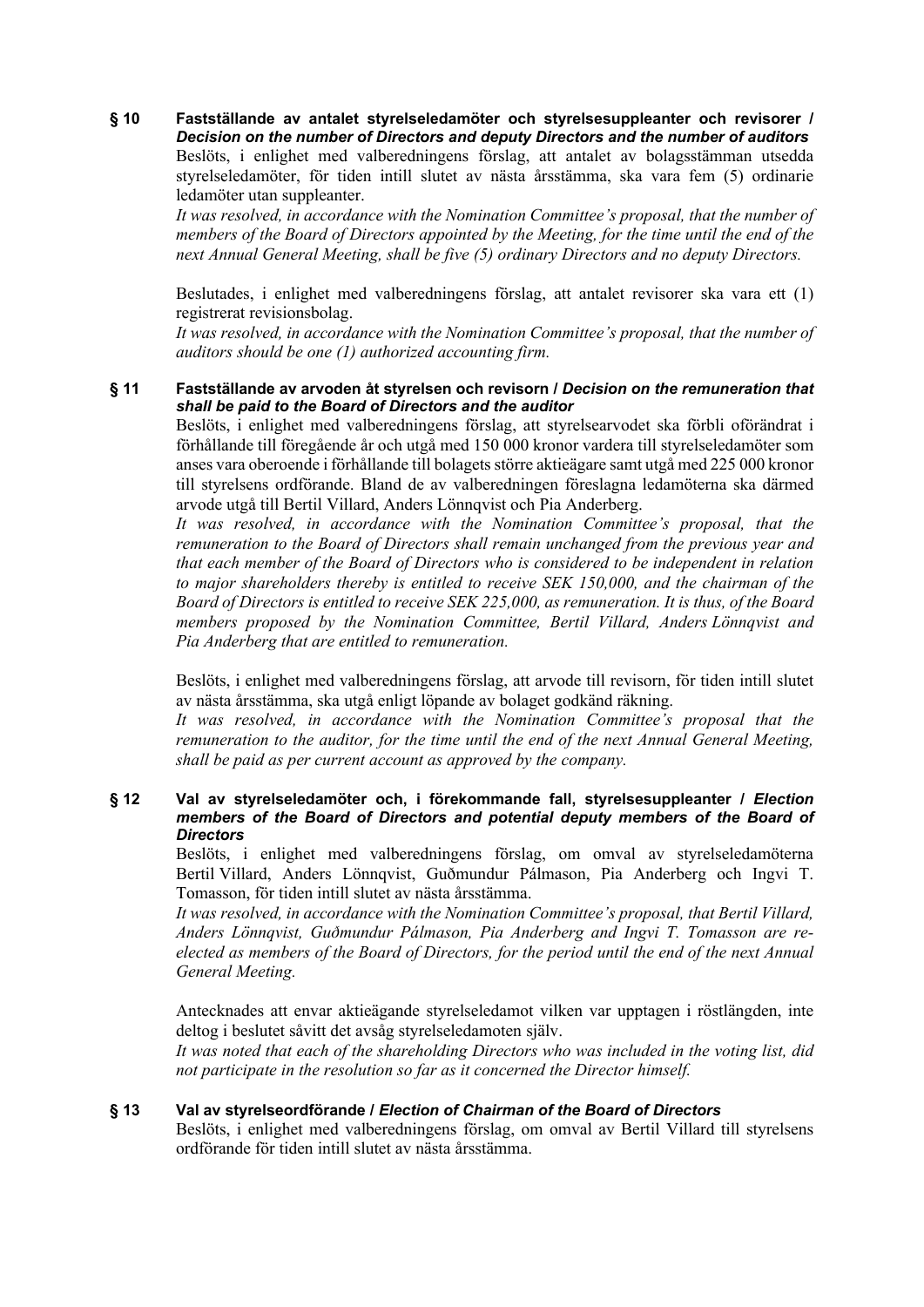**§ 10 Fastställande av antalet styrelseledamöter och styrelsesuppleanter och revisorer /** ***Decision on the number of Directors and deputy Directors and the number of auditors***

Beslöts, i enlighet med valberedningens förslag, att antalet av bolagsstämman utsedda styrelseledamöter, för tiden intill slutet av nästa årsstämma, ska vara fem (5) ordinarie ledamöter utan suppleanter.

*It was resolved, in accordance with the Nomination Committee's proposal, that the number of members of the Board of Directors appointed by the Meeting, for the time until the end of the next Annual General Meeting, shall be five (5) ordinary Directors and no deputy Directors.*

Beslutades, i enlighet med valberedningens förslag, att antalet revisorer ska vara ett (1) registrerat revisionsbolag.

*It was resolved, in accordance with the Nomination Committee's proposal, that the number of auditors should be one (1) authorized accounting firm.*

**§ 11 Fastställande av arvoden åt styrelsen och revisorn /** ***Decision on the remuneration that shall be paid to the Board of Directors and the auditor***

Beslöts, i enlighet med valberedningens förslag, att styrelsearvodet ska förbli oförändrat i förhållande till föregående år och utgå med 150 000 kronor vardera till styrelseledamöter som anses vara oberoende i förhållande till bolagets större aktieägare samt utgå med 225 000 kronor till styrelsens ordförande. Bland de av valberedningen föreslagna ledamöterna ska därmed arvode utgå till Bertil Villard, Anders Lönnqvist och Pia Anderberg.

*It was resolved, in accordance with the Nomination Committee's proposal, that the remuneration to the Board of Directors shall remain unchanged from the previous year and that each member of the Board of Directors who is considered to be independent in relation to major shareholders thereby is entitled to receive SEK 150,000, and the chairman of the Board of Directors is entitled to receive SEK 225,000, as remuneration. It is thus, of the Board members proposed by the Nomination Committee, Bertil Villard, Anders Lönnqvist and Pia Anderberg that are entitled to remuneration.*

Beslöts, i enlighet med valberedningens förslag, att arvode till revisorn, för tiden intill slutet av nästa årsstämma, ska utgå enligt löpande av bolaget godkänd räkning.

*It was resolved, in accordance with the Nomination Committee's proposal that the remuneration to the auditor, for the time until the end of the next Annual General Meeting, shall be paid as per current account as approved by the company.*

**§ 12 Val av styrelseledamöter och, i förekommande fall, styrelsesuppleanter /** ***Election members of the Board of Directors and potential deputy members of the Board of Directors***

Beslöts, i enlighet med valberedningens förslag, om omval av styrelseledamöterna Bertil Villard, Anders Lönnqvist, Guðmundur Pálmason, Pia Anderberg och Ingvi T. Tomasson, för tiden intill slutet av nästa årsstämma.

*It was resolved, in accordance with the Nomination Committee's proposal, that Bertil Villard, Anders Lönnqvist, Guðmundur Pálmason, Pia Anderberg and Ingvi T. Tomasson are re-elected as members of the Board of Directors, for the period until the end of the next Annual General Meeting.*

Antecknades att envar aktieägande styrelseledamot vilken var upptagen i röstlängden, inte deltog i beslutet såvitt det avsåg styrelseledamoten själv.

*It was noted that each of the shareholding Directors who was included in the voting list, did not participate in the resolution so far as it concerned the Director himself.*

**§ 13 Val av styrelseordförande /** ***Election of Chairman of the Board of Directors***

Beslöts, i enlighet med valberedningens förslag, om omval av Bertil Villard till styrelsens ordförande för tiden intill slutet av nästa årsstämma.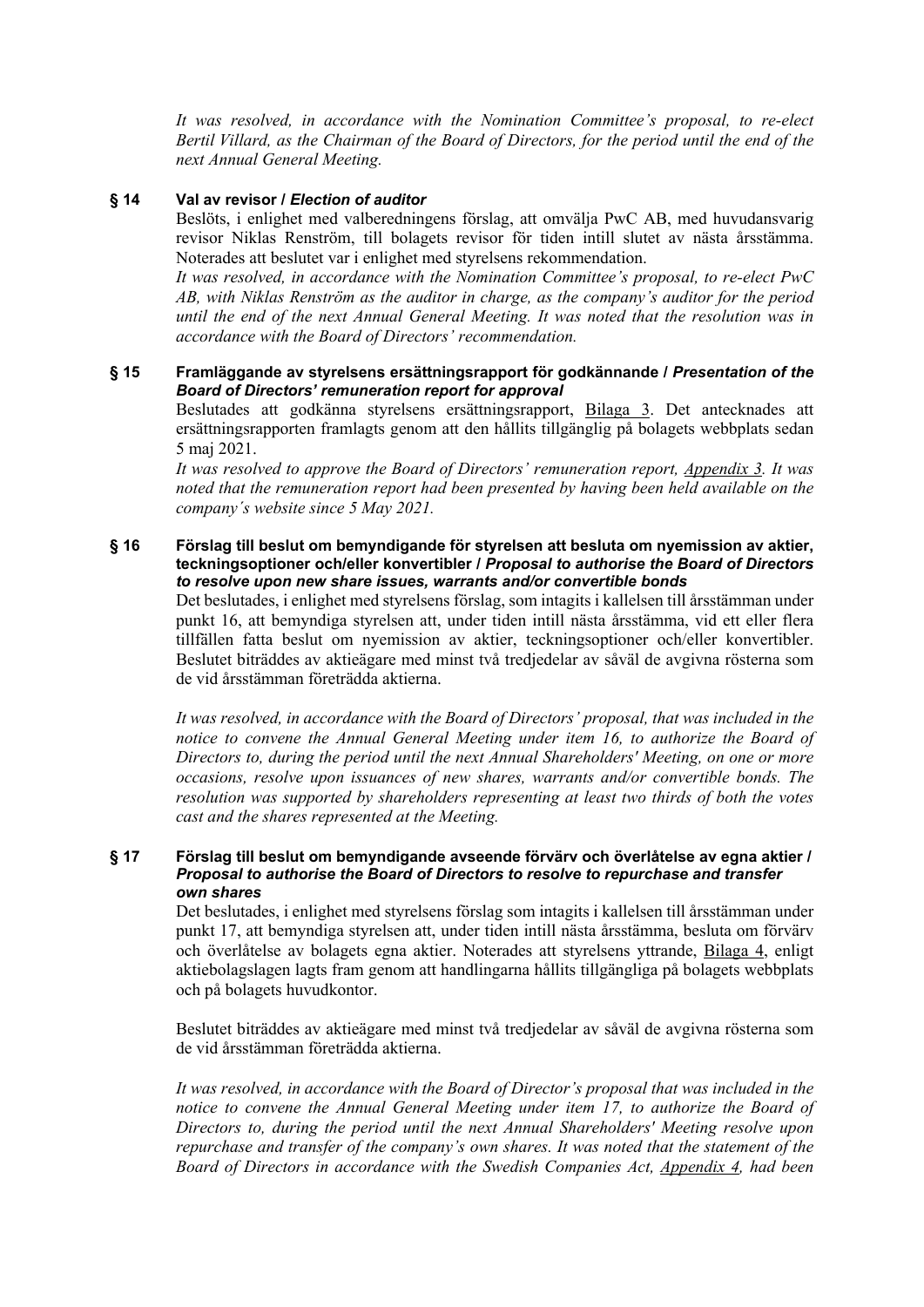*It was resolved, in accordance with the Nomination Committee's proposal, to re-elect Bertil Villard, as the Chairman of the Board of Directors, for the period until the end of the next Annual General Meeting.*

### § 14 Val av revisor / *Election of auditor*

Beslöts, i enlighet med valberedningens förslag, att omvälja PwC AB, med huvudansvarig revisor Niklas Renström, till bolagets revisor för tiden intill slutet av nästa årsstämma. Noterades att beslutet var i enlighet med styrelsens rekommendation.

*It was resolved, in accordance with the Nomination Committee's proposal, to re-elect PwC AB, with Niklas Renström as the auditor in charge, as the company's auditor for the period until the end of the next Annual General Meeting. It was noted that the resolution was in accordance with the Board of Directors' recommendation.*

### § 15 Framläggande av styrelsens ersättningsrapport för godkännande / *Presentation of the Board of Directors' remuneration report for approval*

Beslutades att godkänna styrelsens ersättningsrapport, Bilaga 3. Det antecknades att ersättningsrapporten framlagts genom att den hållits tillgänglig på bolagets webbplats sedan 5 maj 2021.

*It was resolved to approve the Board of Directors' remuneration report, Appendix 3. It was noted that the remuneration report had been presented by having been held available on the company's website since 5 May 2021.*

### § 16 Förslag till beslut om bemyndigande för styrelsen att besluta om nyemission av aktier, teckningsoptioner och/eller konvertibler / *Proposal to authorise the Board of Directors to resolve upon new share issues, warrants and/or convertible bonds*

Det beslutades, i enlighet med styrelsens förslag, som intagits i kallelsen till årsstämman under punkt 16, att bemyndiga styrelsen att, under tiden intill nästa årsstämma, vid ett eller flera tillfällen fatta beslut om nyemission av aktier, teckningsoptioner och/eller konvertibler. Beslutet biträddes av aktieägare med minst två tredjedelar av såväl de avgivna rösterna som de vid årsstämman företrädda aktierna.

*It was resolved, in accordance with the Board of Directors' proposal, that was included in the notice to convene the Annual General Meeting under item 16, to authorize the Board of Directors to, during the period until the next Annual Shareholders' Meeting, on one or more occasions, resolve upon issuances of new shares, warrants and/or convertible bonds. The resolution was supported by shareholders representing at least two thirds of both the votes cast and the shares represented at the Meeting.*

### § 17 Förslag till beslut om bemyndigande avseende förvärv och överlåtelse av egna aktier / *Proposal to authorise the Board of Directors to resolve to repurchase and transfer own shares*

Det beslutades, i enlighet med styrelsens förslag som intagits i kallelsen till årsstämman under punkt 17, att bemyndiga styrelsen att, under tiden intill nästa årsstämma, besluta om förvärv och överlåtelse av bolagets egna aktier. Noterades att styrelsens yttrande, Bilaga 4, enligt aktiebolagslagen lagts fram genom att handlingarna hållits tillgängliga på bolagets webbplats och på bolagets huvudkontor.

Beslutet biträddes av aktieägare med minst två tredjedelar av såväl de avgivna rösterna som de vid årsstämman företrädda aktierna.

*It was resolved, in accordance with the Board of Director's proposal that was included in the notice to convene the Annual General Meeting under item 17, to authorize the Board of Directors to, during the period until the next Annual Shareholders' Meeting resolve upon repurchase and transfer of the company's own shares. It was noted that the statement of the Board of Directors in accordance with the Swedish Companies Act, Appendix 4, had been*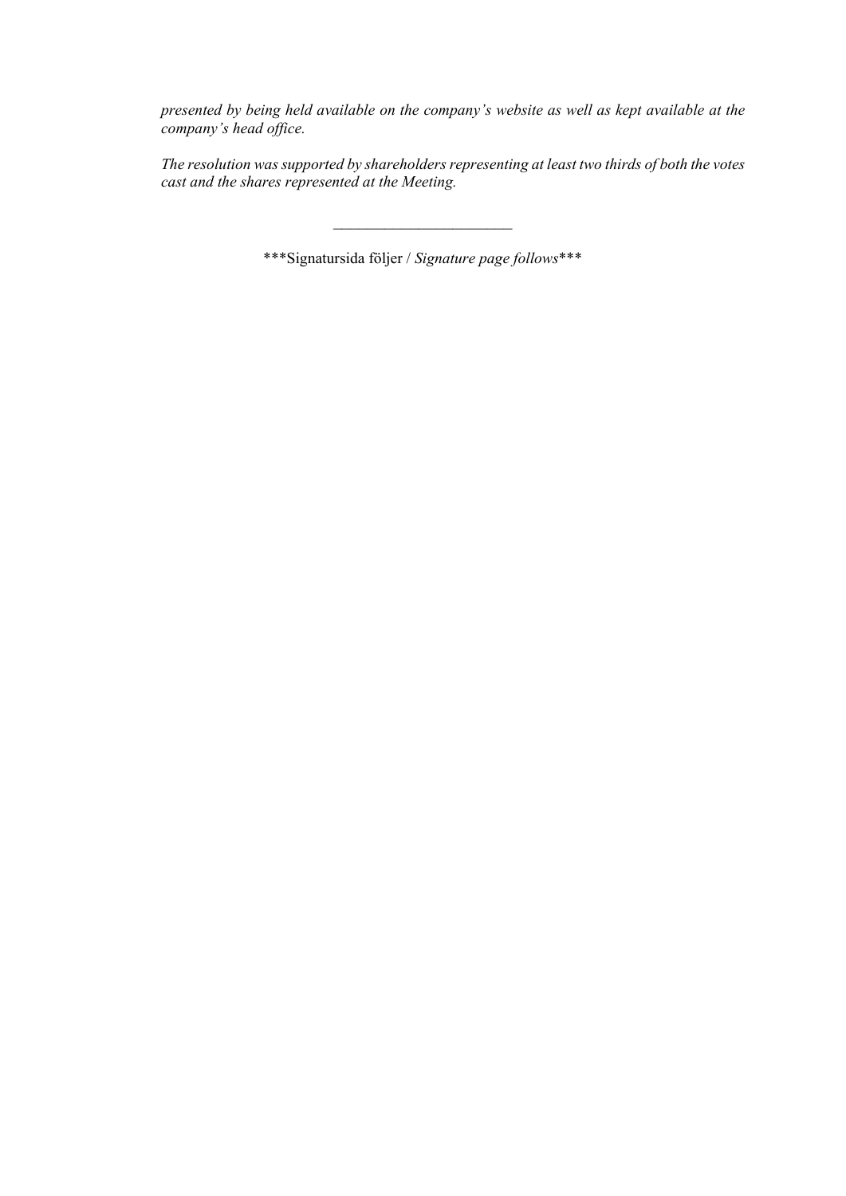*presented by being held available on the company's website as well as kept available at the company's head office.*

*The resolution was supported by shareholders representing at least two thirds of both the votes cast and the shares represented at the Meeting.*

\_\_\_\_\_\_\_\_\_\_\_\_\_\_\_\_\_\_\_\_\_\_\_\_

***Signatursida följer / *Signature page follows****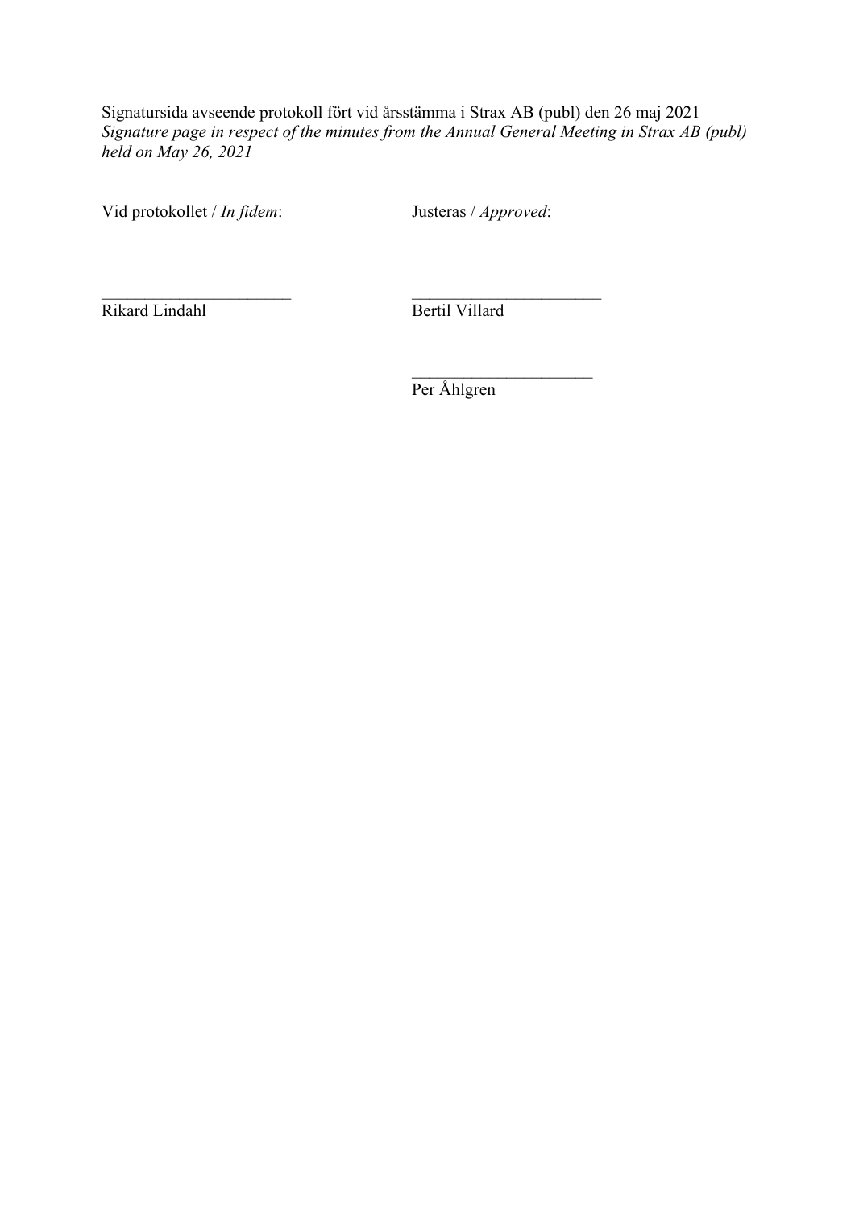Signatursida avseende protokoll fört vid årsstämma i Strax AB (publ) den 26 maj 2021
*Signature page in respect of the minutes from the Annual General Meeting in Strax AB (publ) held on May 26, 2021*

| Vid protokollet / *In fidem*: | Justeras / *Approved*: |
|---|---|
| _______________________ | _______________________ |
| Rikard Lindahl | Bertil Villard |
| | _______________________ |
| | Per Åhlgren |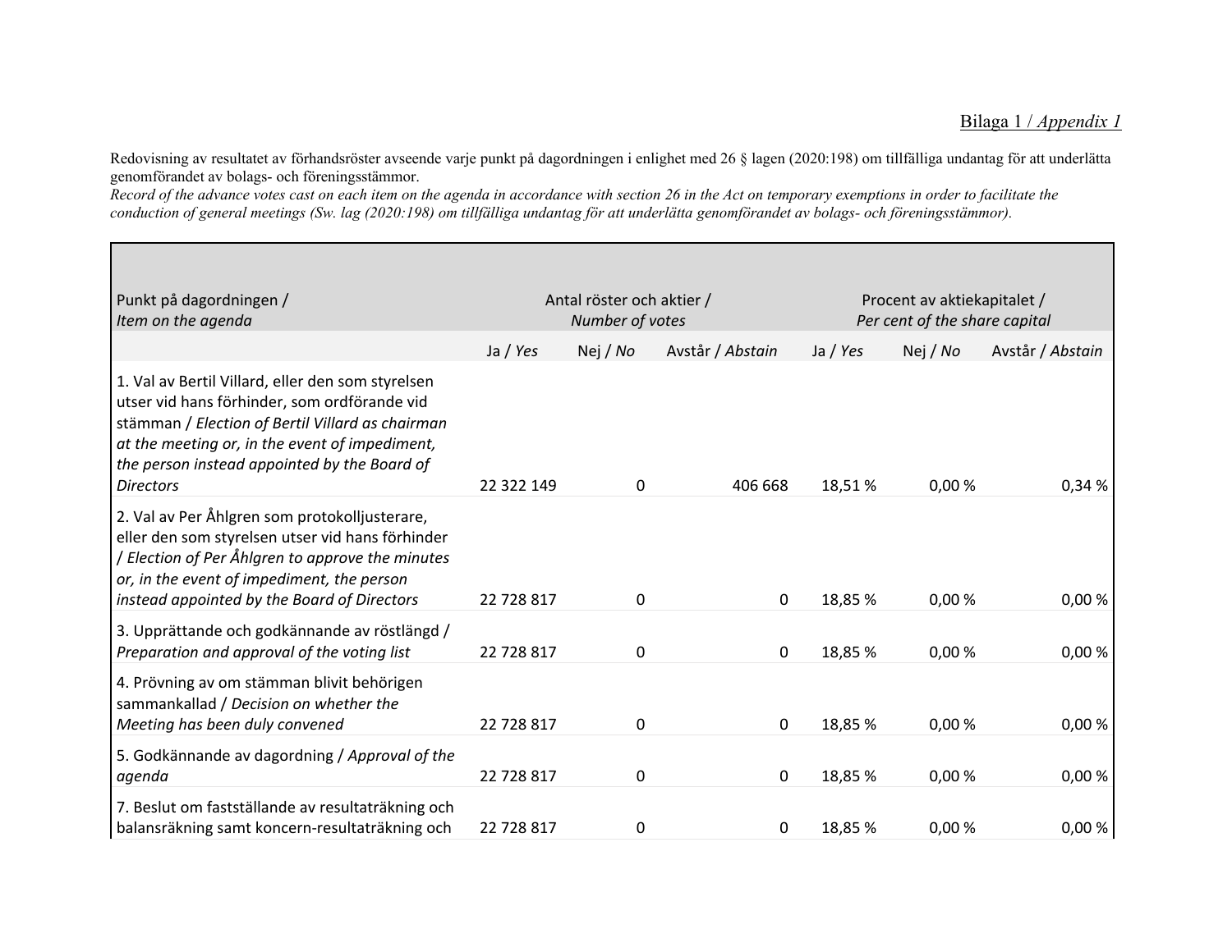Bilaga 1 / *Appendix 1*

Redovisning av resultatet av förhandsröster avseende varje punkt på dagordningen i enlighet med 26 § lagen (2020:198) om tillfälliga undantag för att underlätta genomförandet av bolags- och föreningsstämmor.
*Record of the advance votes cast on each item on the agenda in accordance with section 26 in the Act on temporary exemptions in order to facilitate the conduction of general meetings (Sw. lag (2020:198) om tillfälliga undantag för att underlätta genomförandet av bolags- och föreningsstämmor).*

| Punkt på dagordningen / *Item on the agenda* | Antal röster och aktier / *Number of votes* | | | Procent av aktiekapitalet / *Per cent of the share capital* | | |
|---|---|---|---|---|---|---|
| | Ja / *Yes* | Nej / *No* | Avstår / *Abstain* | Ja / *Yes* | Nej / *No* | Avstår / *Abstain* |
| 1. Val av Bertil Villard, eller den som styrelsen utser vid hans förhinder, som ordförande vid stämman / *Election of Bertil Villard as chairman at the meeting or, in the event of impediment, the person instead appointed by the Board of Directors* | 22 322 149 | 0 | 406 668 | 18,51 % | 0,00 % | 0,34 % |
| 2. Val av Per Åhlgren som protokolljusterare, eller den som styrelsen utser vid hans förhinder / *Election of Per Åhlgren to approve the minutes or, in the event of impediment, the person instead appointed by the Board of Directors* | 22 728 817 | 0 | 0 | 18,85 % | 0,00 % | 0,00 % |
| 3. Upprättande och godkännande av röstlängd / *Preparation and approval of the voting list* | 22 728 817 | 0 | 0 | 18,85 % | 0,00 % | 0,00 % |
| 4. Prövning av om stämman blivit behörigen sammankallad / *Decision on whether the Meeting has been duly convened* | 22 728 817 | 0 | 0 | 18,85 % | 0,00 % | 0,00 % |
| 5. Godkännande av dagordning / *Approval of the agenda* | 22 728 817 | 0 | 0 | 18,85 % | 0,00 % | 0,00 % |
| 7. Beslut om fastställande av resultaträkning och balansräkning samt koncern-resultaträkning och | 22 728 817 | 0 | 0 | 18,85 % | 0,00 % | 0,00 % |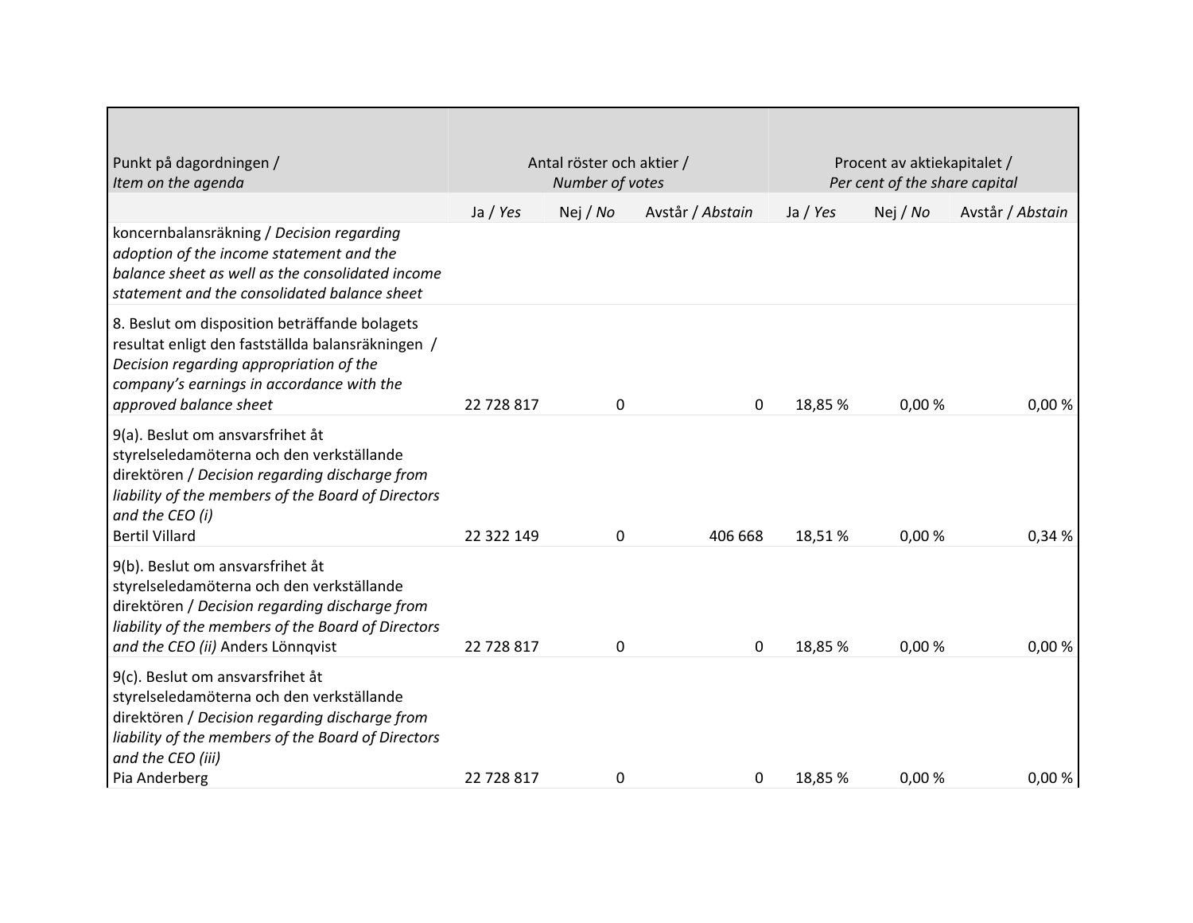| Punkt på dagordningen / *Item on the agenda* | Antal röster och aktier / *Number of votes* | | | Procent av aktiekapitalet / *Per cent of the share capital* | | |
|---|---|---|---|---|---|---|
| | Ja / *Yes* | Nej / *No* | Avstår / *Abstain* | Ja / *Yes* | Nej / *No* | Avstår / *Abstain* |
| koncernbalansräkning / *Decision regarding adoption of the income statement and the balance sheet as well as the consolidated income statement and the consolidated balance sheet* | | | | | | |
| 8. Beslut om disposition beträffande bolagets resultat enligt den fastställda balansräkningen / *Decision regarding appropriation of the company's earnings in accordance with the approved balance sheet* | 22 728 817 | 0 | 0 | 18,85 % | 0,00 % | 0,00 % |
| 9(a). Beslut om ansvarsfrihet åt styrelseledamöterna och den verkställande direktören / *Decision regarding discharge from liability of the members of the Board of Directors and the CEO (i)* Bertil Villard | 22 322 149 | 0 | 406 668 | 18,51 % | 0,00 % | 0,34 % |
| 9(b). Beslut om ansvarsfrihet åt styrelseledamöterna och den verkställande direktören / *Decision regarding discharge from liability of the members of the Board of Directors and the CEO (ii)* Anders Lönnqvist | 22 728 817 | 0 | 0 | 18,85 % | 0,00 % | 0,00 % |
| 9(c). Beslut om ansvarsfrihet åt styrelseledamöterna och den verkställande direktören / *Decision regarding discharge from liability of the members of the Board of Directors and the CEO (iii)* Pia Anderberg | 22 728 817 | 0 | 0 | 18,85 % | 0,00 % | 0,00 % |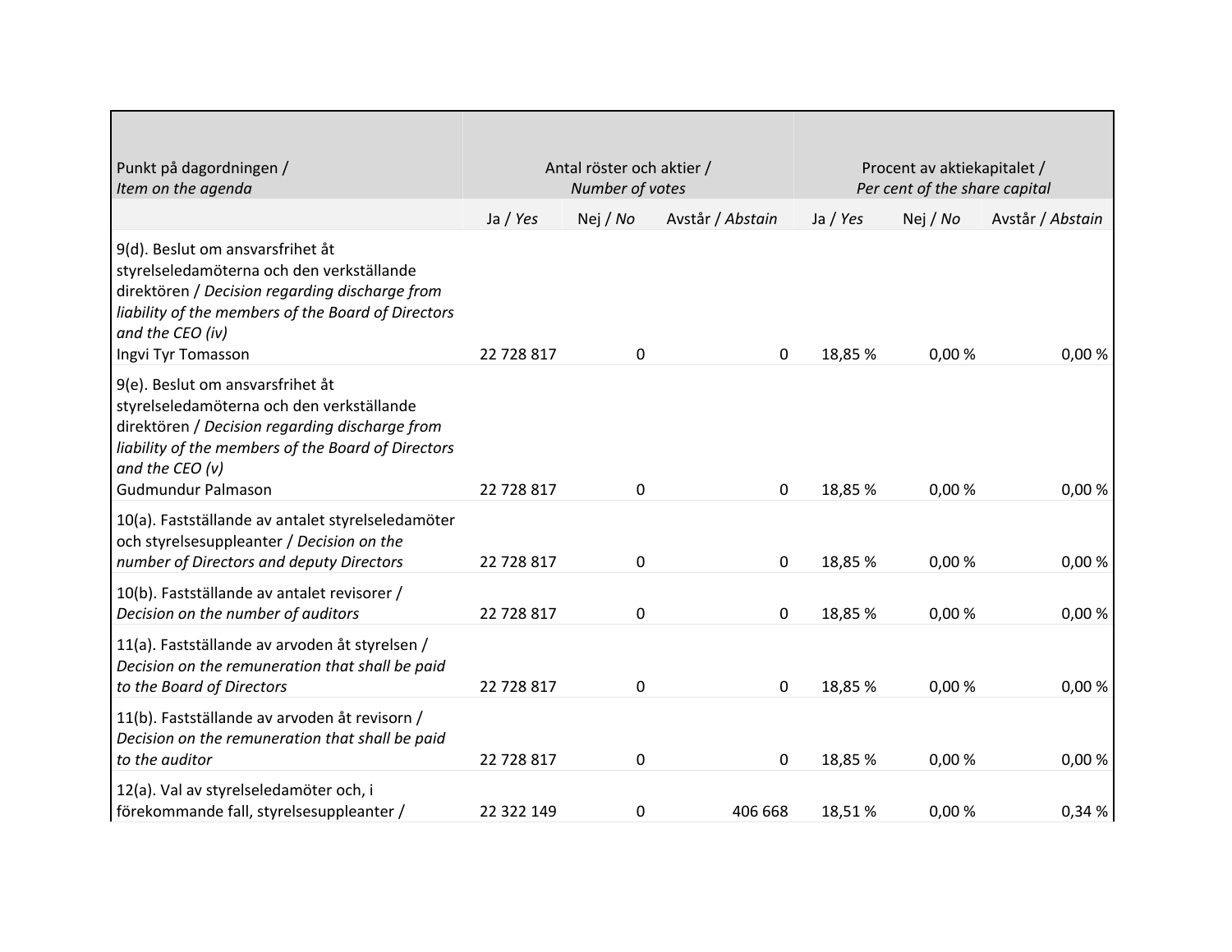| Punkt på dagordningen / *Item on the agenda* | Antal röster och aktier / *Number of votes* | | | Procent av aktiekapitalet / *Per cent of the share capital* | | |
|---|---|---|---|---|---|---|
| | Ja / *Yes* | Nej / *No* | Avstår / *Abstain* | Ja / *Yes* | Nej / *No* | Avstår / *Abstain* |
| 9(d). Beslut om ansvarsfrihet åt styrelseledamöterna och den verkställande direktören / *Decision regarding discharge from liability of the members of the Board of Directors and the CEO (iv)* Ingvi Tyr Tomasson | 22 728 817 | 0 | 0 | 18,85 % | 0,00 % | 0,00 % |
| 9(e). Beslut om ansvarsfrihet åt styrelseledamöterna och den verkställande direktören / *Decision regarding discharge from liability of the members of the Board of Directors and the CEO (v)* Gudmundur Palmason | 22 728 817 | 0 | 0 | 18,85 % | 0,00 % | 0,00 % |
| 10(a). Fastställande av antalet styrelseledamöter och styrelsesuppleanter / *Decision on the number of Directors and deputy Directors* | 22 728 817 | 0 | 0 | 18,85 % | 0,00 % | 0,00 % |
| 10(b). Fastställande av antalet revisorer / *Decision on the number of auditors* | 22 728 817 | 0 | 0 | 18,85 % | 0,00 % | 0,00 % |
| 11(a). Fastställande av arvoden åt styrelsen / *Decision on the remuneration that shall be paid to the Board of Directors* | 22 728 817 | 0 | 0 | 18,85 % | 0,00 % | 0,00 % |
| 11(b). Fastställande av arvoden åt revisorn / *Decision on the remuneration that shall be paid to the auditor* | 22 728 817 | 0 | 0 | 18,85 % | 0,00 % | 0,00 % |
| 12(a). Val av styrelseledamöter och, i förekommande fall, styrelsesuppleanter / | 22 322 149 | 0 | 406 668 | 18,51 % | 0,00 % | 0,34 % |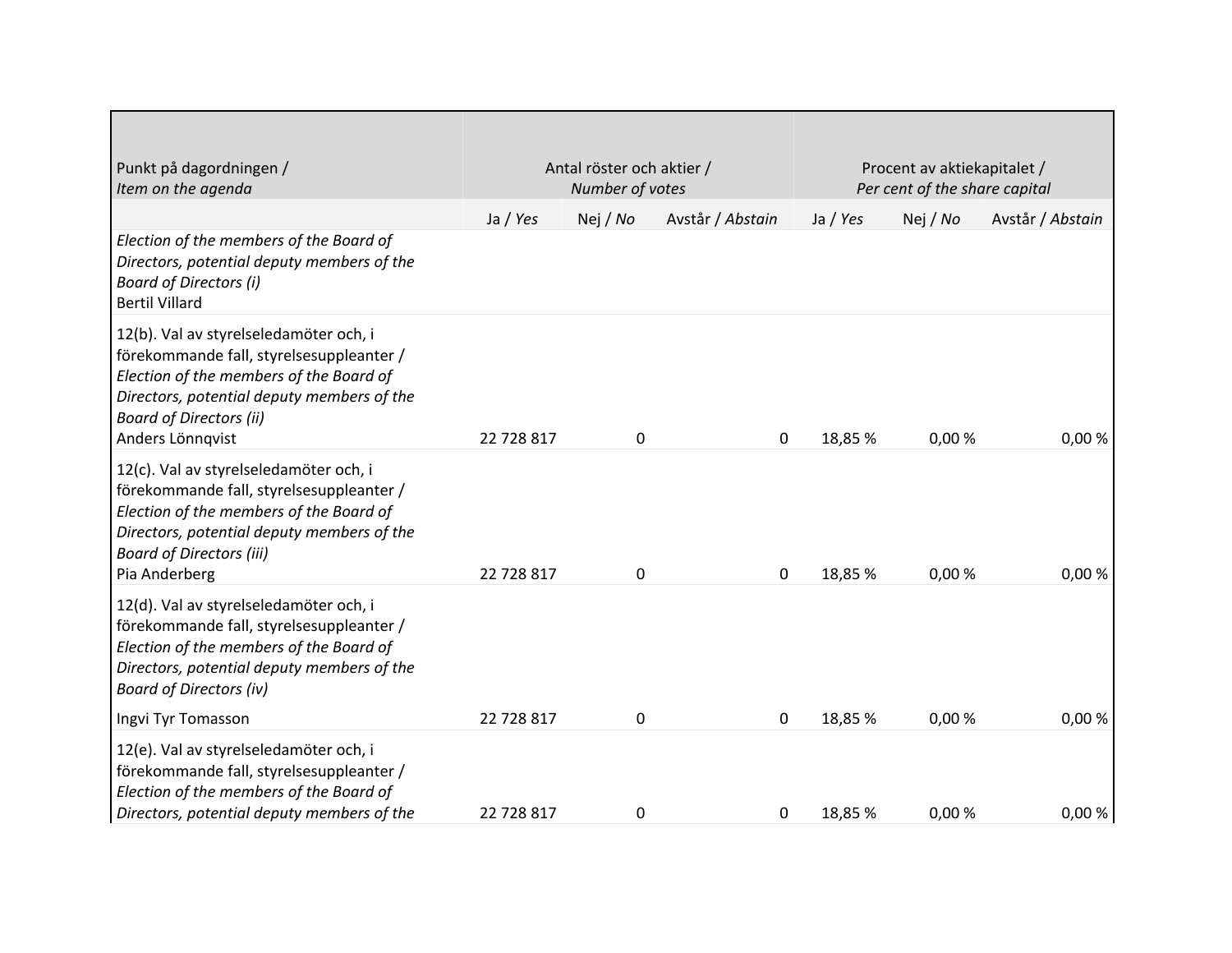| Punkt på dagordningen / *Item on the agenda* | Antal röster och aktier / *Number of votes* | | | Procent av aktiekapitalet / *Per cent of the share capital* | | |
|---|---|---|---|---|---|---|
| | Ja / *Yes* | Nej / *No* | Avstår / *Abstain* | Ja / *Yes* | Nej / *No* | Avstår / *Abstain* |
| *Election of the members of the Board of Directors, potential deputy members of the Board of Directors (i)* Bertil Villard | | | | | | |
| 12(b). Val av styrelseledamöter och, i förekommande fall, styrelsesuppleanter / *Election of the members of the Board of Directors, potential deputy members of the Board of Directors (ii)* Anders Lönnqvist | 22 728 817 | 0 | 0 | 18,85 % | 0,00 % | 0,00 % |
| 12(c). Val av styrelseledamöter och, i förekommande fall, styrelsesuppleanter / *Election of the members of the Board of Directors, potential deputy members of the Board of Directors (iii)* Pia Anderberg | 22 728 817 | 0 | 0 | 18,85 % | 0,00 % | 0,00 % |
| 12(d). Val av styrelseledamöter och, i förekommande fall, styrelsesuppleanter / *Election of the members of the Board of Directors, potential deputy members of the Board of Directors (iv)* Ingvi Tyr Tomasson | 22 728 817 | 0 | 0 | 18,85 % | 0,00 % | 0,00 % |
| 12(e). Val av styrelseledamöter och, i förekommande fall, styrelsesuppleanter / *Election of the members of the Board of Directors, potential deputy members of the* | 22 728 817 | 0 | 0 | 18,85 % | 0,00 % | 0,00 % |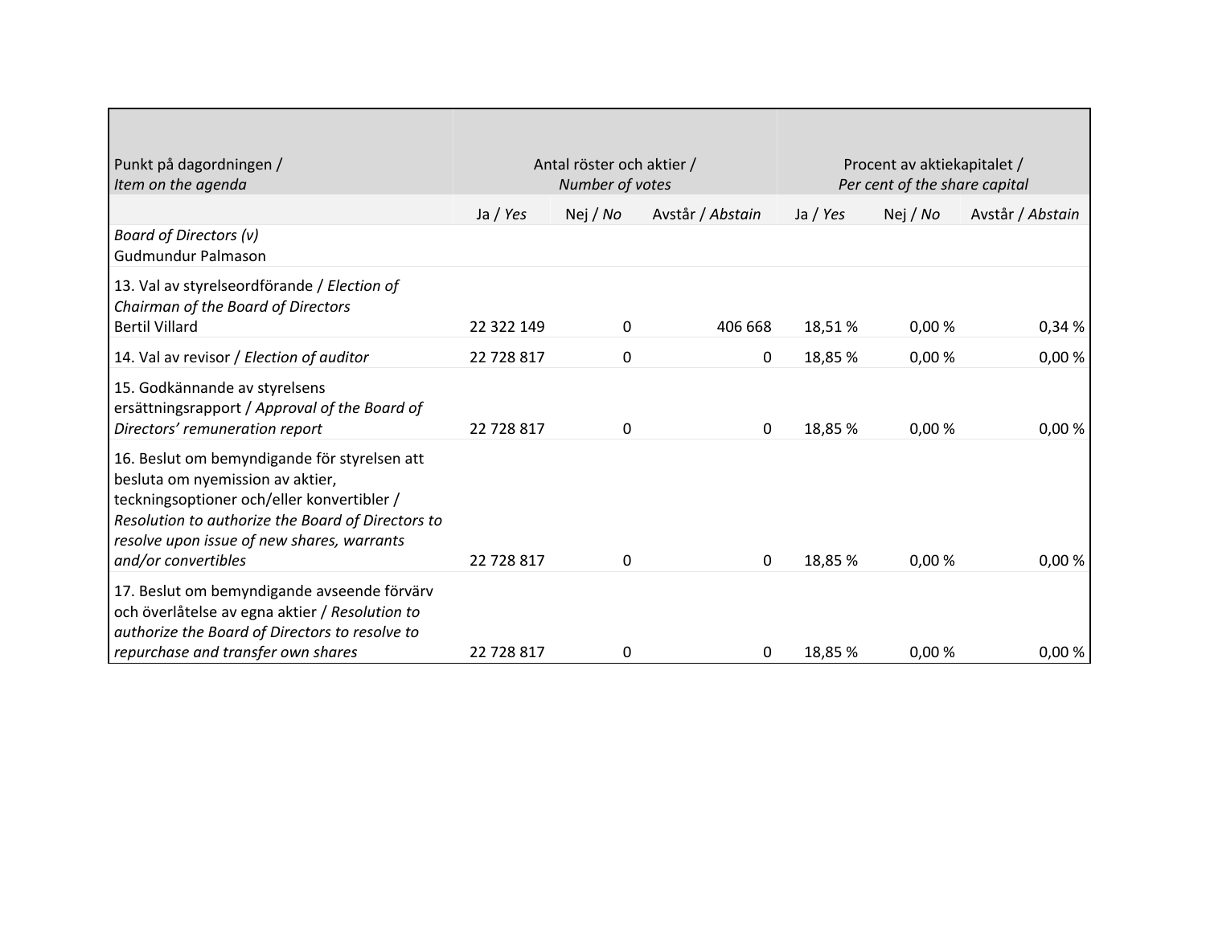| Punkt på dagordningen / *Item on the agenda* | Antal röster och aktier / *Number of votes* | | | Procent av aktiekapitalet / *Per cent of the share capital* | | |
|---|---|---|---|---|---|---|
| | Ja / *Yes* | Nej / *No* | Avstår / *Abstain* | Ja / *Yes* | Nej / *No* | Avstår / *Abstain* |
| *Board of Directors (v)* Gudmundur Palmason | | | | | | |
| 13. Val av styrelseordförande / *Election of Chairman of the Board of Directors* Bertil Villard | 22 322 149 | 0 | 406 668 | 18,51 % | 0,00 % | 0,34 % |
| 14. Val av revisor / *Election of auditor* | 22 728 817 | 0 | 0 | 18,85 % | 0,00 % | 0,00 % |
| 15. Godkännande av styrelsens ersättningsrapport / *Approval of the Board of Directors' remuneration report* | 22 728 817 | 0 | 0 | 18,85 % | 0,00 % | 0,00 % |
| 16. Beslut om bemyndigande för styrelsen att besluta om nyemission av aktier, teckningsoptioner och/eller konvertibler / *Resolution to authorize the Board of Directors to resolve upon issue of new shares, warrants and/or convertibles* | 22 728 817 | 0 | 0 | 18,85 % | 0,00 % | 0,00 % |
| 17. Beslut om bemyndigande avseende förvärv och överlåtelse av egna aktier / *Resolution to authorize the Board of Directors to resolve to repurchase and transfer own shares* | 22 728 817 | 0 | 0 | 18,85 % | 0,00 % | 0,00 % |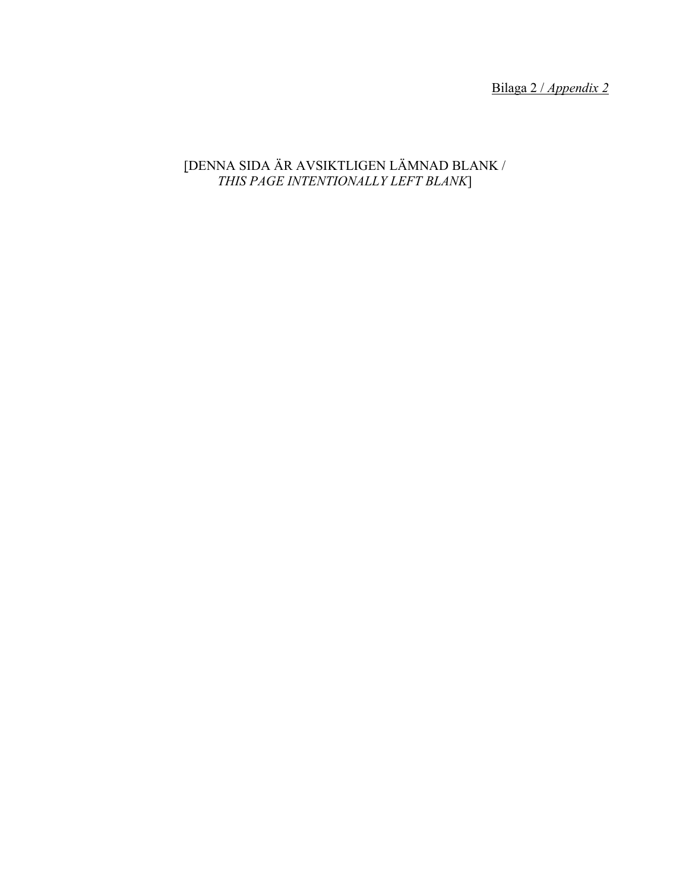Bilaga 2 / *Appendix 2*

[DENNA SIDA ÄR AVSIKTLIGEN LÄMNAD BLANK /
*THIS PAGE INTENTIONALLY LEFT BLANK*]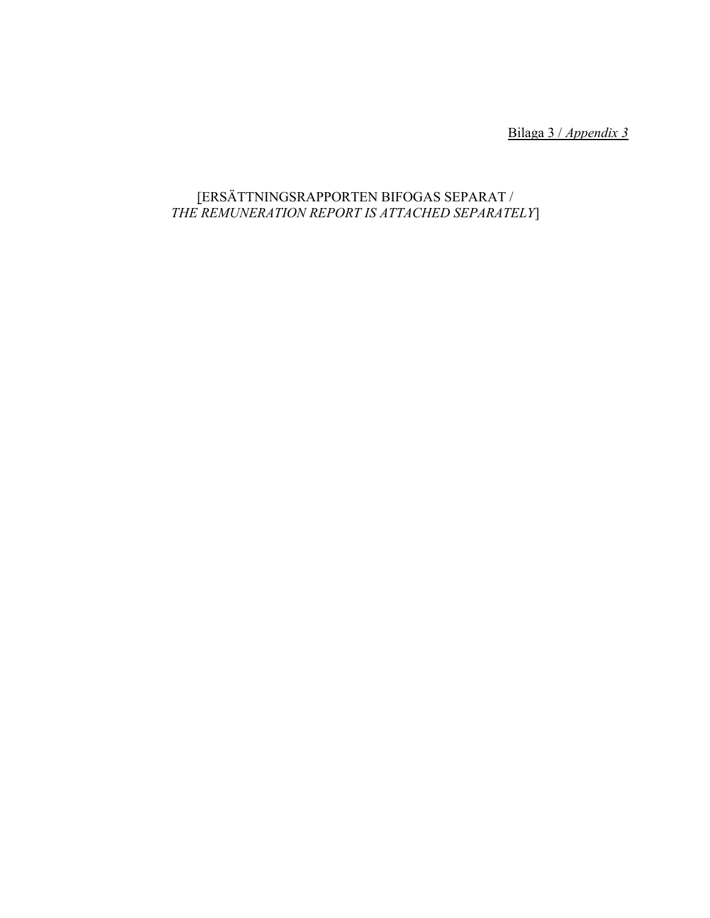Bilaga 3 / *Appendix 3*

[ERSÄTTNINGSRAPPORTEN BIFOGAS SEPARAT /
*THE REMUNERATION REPORT IS ATTACHED SEPARATELY*]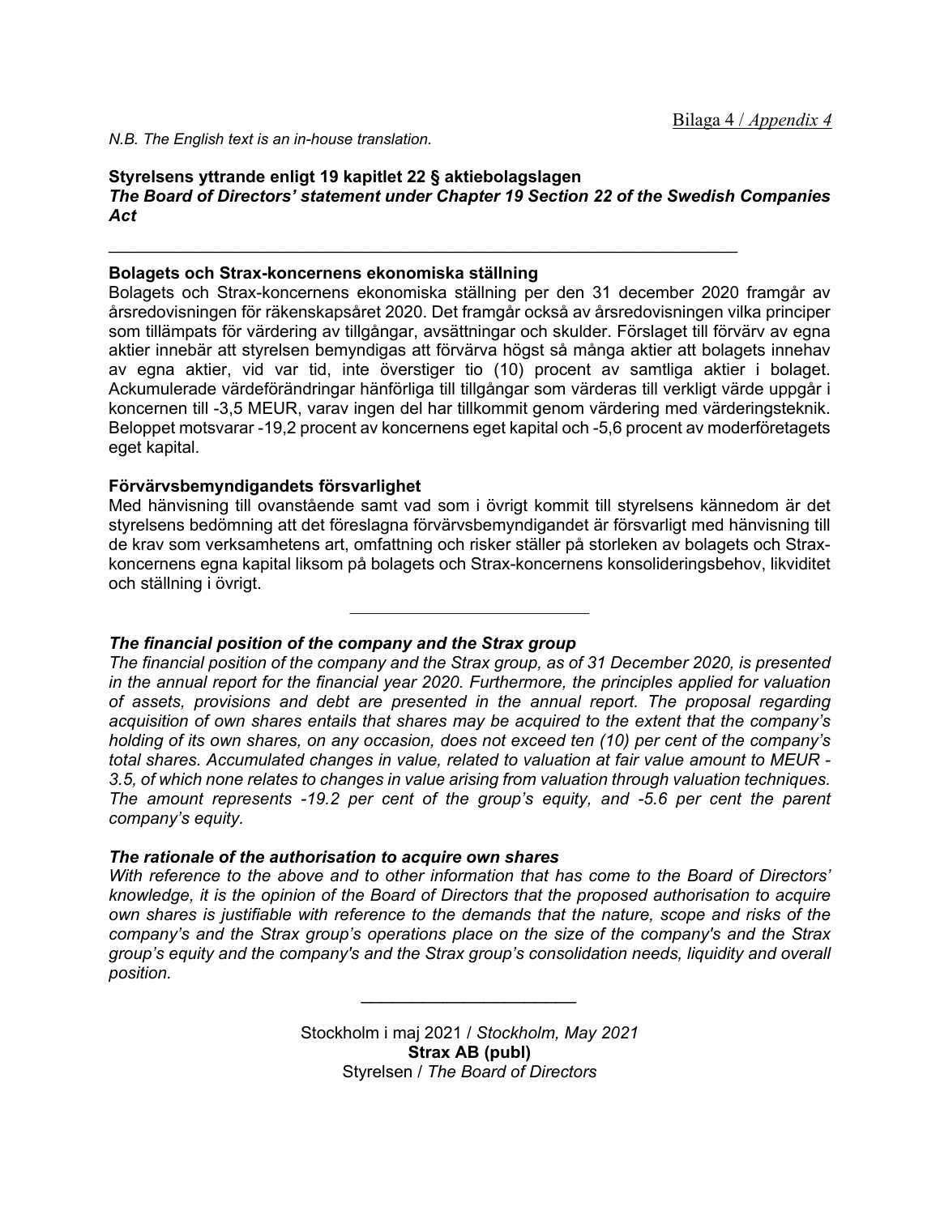Bilaga 4 / *Appendix 4*

*N.B. The English text is an in-house translation.*

**Styrelsens yttrande enligt 19 kapitlet 22 § aktiebolagslagen**
***The Board of Directors' statement under Chapter 19 Section 22 of the Swedish Companies Act***

---

**Bolagets och Strax-koncernens ekonomiska ställning**

Bolagets och Strax-koncernens ekonomiska ställning per den 31 december 2020 framgår av årsredovisningen för räkenskapsåret 2020. Det framgår också av årsredovisningen vilka principer som tillämpats för värdering av tillgångar, avsättningar och skulder. Förslaget till förvärv av egna aktier innebär att styrelsen bemyndigas att förvärva högst så många aktier att bolagets innehav av egna aktier, vid var tid, inte överstiger tio (10) procent av samtliga aktier i bolaget. Ackumulerade värdeförändringar hänförliga till tillgångar som värderas till verkligt värde uppgår i koncernen till -3,5 MEUR, varav ingen del har tillkommit genom värdering med värderingsteknik. Beloppet motsvarar -19,2 procent av koncernens eget kapital och -5,6 procent av moderföretagets eget kapital.

**Förvärvsbemyndigandets försvarlighet**

Med hänvisning till ovanstående samt vad som i övrigt kommit till styrelsens kännedom är det styrelsens bedömning att det föreslagna förvärvsbemyndigandet är försvarligt med hänvisning till de krav som verksamhetens art, omfattning och risker ställer på storleken av bolagets och Strax-koncernens egna kapital liksom på bolagets och Strax-koncernens konsolideringsbehov, likviditet och ställning i övrigt.

---

***The financial position of the company and the Strax group***

*The financial position of the company and the Strax group, as of 31 December 2020, is presented in the annual report for the financial year 2020. Furthermore, the principles applied for valuation of assets, provisions and debt are presented in the annual report. The proposal regarding acquisition of own shares entails that shares may be acquired to the extent that the company's holding of its own shares, on any occasion, does not exceed ten (10) per cent of the company's total shares. Accumulated changes in value, related to valuation at fair value amount to MEUR -3.5, of which none relates to changes in value arising from valuation through valuation techniques. The amount represents -19.2 per cent of the group's equity, and -5.6 per cent the parent company's equity.*

***The rationale of the authorisation to acquire own shares***

*With reference to the above and to other information that has come to the Board of Directors' knowledge, it is the opinion of the Board of Directors that the proposed authorisation to acquire own shares is justifiable with reference to the demands that the nature, scope and risks of the company's and the Strax group's operations place on the size of the company's and the Strax group's equity and the company's and the Strax group's consolidation needs, liquidity and overall position.*

---

Stockholm i maj 2021 / *Stockholm, May 2021*
**Strax AB (publ)**
Styrelsen / *The Board of Directors*